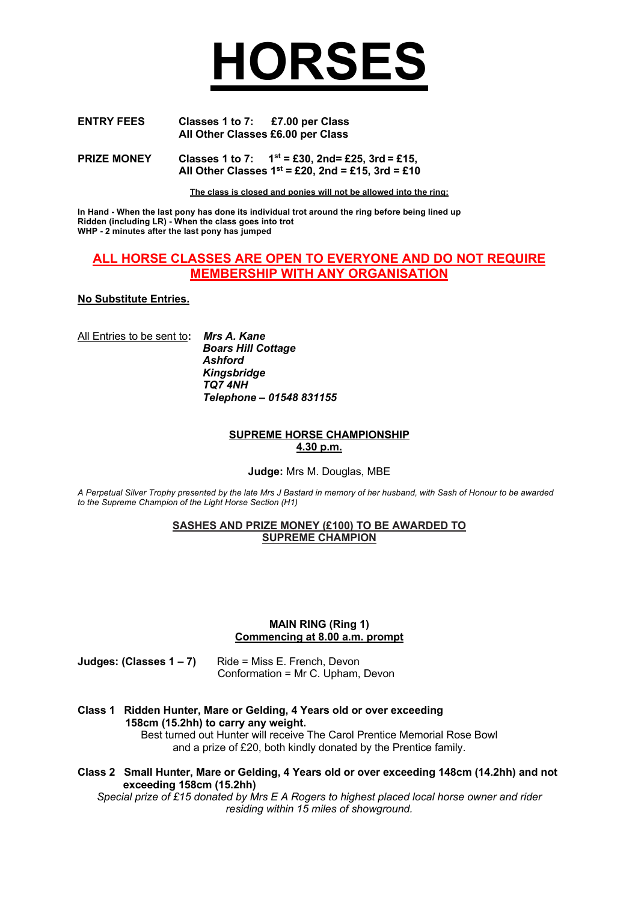# HORSES

**ENTRY FEES** **Classes 1 to 7: £7.00 per Class**
**All Other Classes £6.00 per Class**

**PRIZE MONEY** **Classes 1 to 7: 1st = £30, 2nd= £25, 3rd = £15,**
**All Other Classes 1st = £20, 2nd = £15, 3rd = £10**

**The class is closed and ponies will not be allowed into the ring:**

**In Hand - When the last pony has done its individual trot around the ring before being lined up**
**Ridden (including LR) - When the class goes into trot**
**WHP - 2 minutes after the last pony has jumped**

## ALL HORSE CLASSES ARE OPEN TO EVERYONE AND DO NOT REQUIRE MEMBERSHIP WITH ANY ORGANISATION

**No Substitute Entries.**

All Entries to be sent to: ***Mrs A. Kane***
***Boars Hill Cottage***
***Ashford***
***Kingsbridge***
***TQ7 4NH***
***Telephone – 01548 831155***

### SUPREME HORSE CHAMPIONSHIP
### 4.30 p.m.

**Judge:** Mrs M. Douglas, MBE

*A Perpetual Silver Trophy presented by the late Mrs J Bastard in memory of her husband, with Sash of Honour to be awarded to the Supreme Champion of the Light Horse Section (H1)*

**SASHES AND PRIZE MONEY (£100) TO BE AWARDED TO SUPREME CHAMPION**

### MAIN RING (Ring 1)
### Commencing at 8.00 a.m. prompt

**Judges: (Classes 1 – 7)** Ride = Miss E. French, Devon
Conformation = Mr C. Upham, Devon

**Class 1 Ridden Hunter, Mare or Gelding, 4 Years old or over exceeding 158cm (15.2hh) to carry any weight.**
Best turned out Hunter will receive The Carol Prentice Memorial Rose Bowl and a prize of £20, both kindly donated by the Prentice family.

**Class 2 Small Hunter, Mare or Gelding, 4 Years old or over exceeding 148cm (14.2hh) and not exceeding 158cm (15.2hh)**
*Special prize of £15 donated by Mrs E A Rogers to highest placed local horse owner and rider residing within 15 miles of showground.*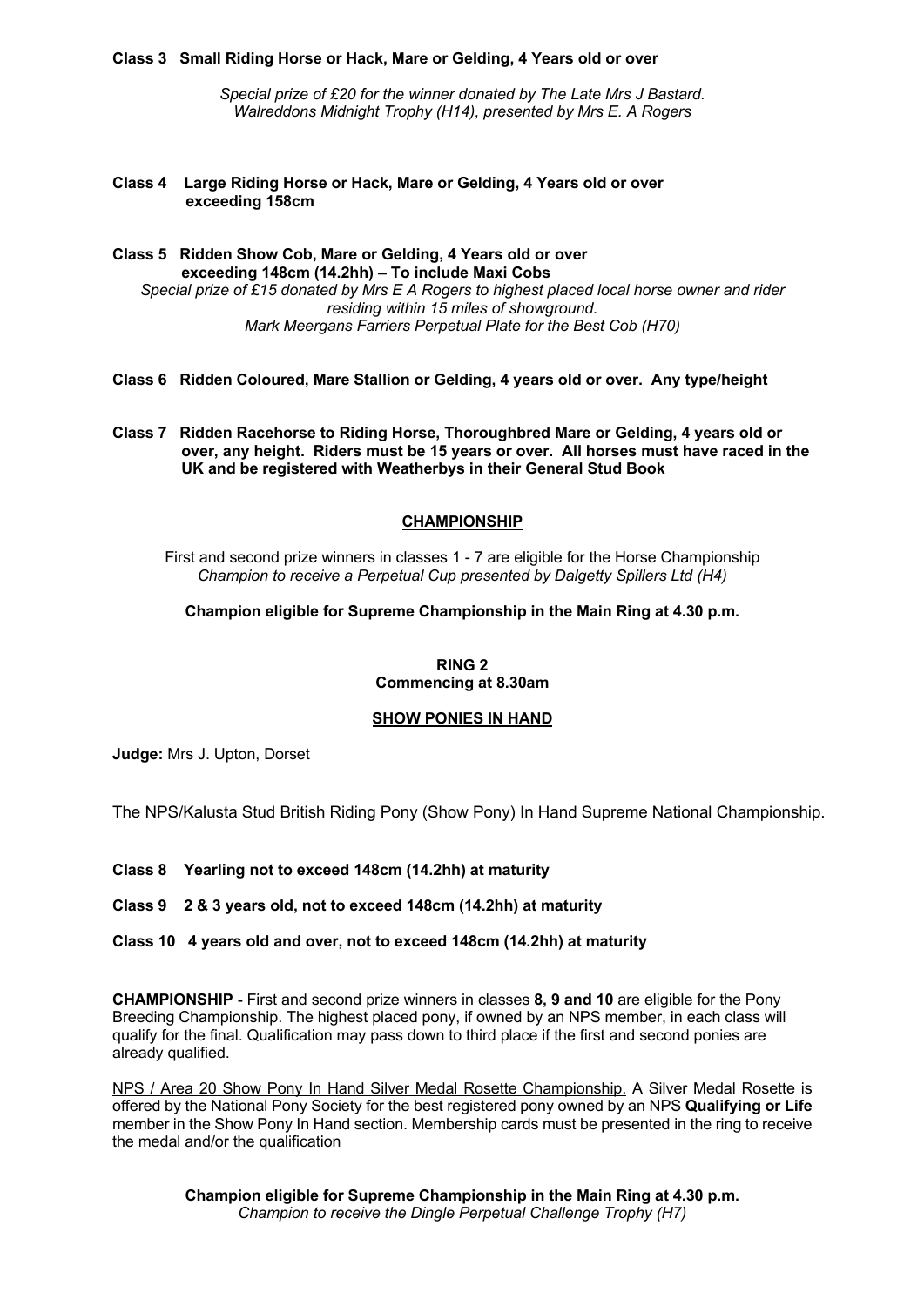**Class 3 Small Riding Horse or Hack, Mare or Gelding, 4 Years old or over**

*Special prize of £20 for the winner donated by The Late Mrs J Bastard.*
*Walreddons Midnight Trophy (H14), presented by Mrs E. A Rogers*

**Class 4 Large Riding Horse or Hack, Mare or Gelding, 4 Years old or over exceeding 158cm**

**Class 5 Ridden Show Cob, Mare or Gelding, 4 Years old or over exceeding 148cm (14.2hh) – To include Maxi Cobs**

*Special prize of £15 donated by Mrs E A Rogers to highest placed local horse owner and rider residing within 15 miles of showground.*
*Mark Meergans Farriers Perpetual Plate for the Best Cob (H70)*

**Class 6 Ridden Coloured, Mare Stallion or Gelding, 4 years old or over. Any type/height**

**Class 7 Ridden Racehorse to Riding Horse, Thoroughbred Mare or Gelding, 4 years old or over, any height. Riders must be 15 years or over. All horses must have raced in the UK and be registered with Weatherbys in their General Stud Book**

## CHAMPIONSHIP

First and second prize winners in classes 1 - 7 are eligible for the Horse Championship
*Champion to receive a Perpetual Cup presented by Dalgetty Spillers Ltd (H4)*

**Champion eligible for Supreme Championship in the Main Ring at 4.30 p.m.**

## RING 2
**Commencing at 8.30am**

## SHOW PONIES IN HAND

**Judge:** Mrs J. Upton, Dorset

The NPS/Kalusta Stud British Riding Pony (Show Pony) In Hand Supreme National Championship.

**Class 8 Yearling not to exceed 148cm (14.2hh) at maturity**

**Class 9 2 & 3 years old, not to exceed 148cm (14.2hh) at maturity**

**Class 10 4 years old and over, not to exceed 148cm (14.2hh) at maturity**

**CHAMPIONSHIP -** First and second prize winners in classes **8, 9 and 10** are eligible for the Pony Breeding Championship. The highest placed pony, if owned by an NPS member, in each class will qualify for the final. Qualification may pass down to third place if the first and second ponies are already qualified.

NPS / Area 20 Show Pony In Hand Silver Medal Rosette Championship. A Silver Medal Rosette is offered by the National Pony Society for the best registered pony owned by an NPS **Qualifying or Life** member in the Show Pony In Hand section. Membership cards must be presented in the ring to receive the medal and/or the qualification

**Champion eligible for Supreme Championship in the Main Ring at 4.30 p.m.**
*Champion to receive the Dingle Perpetual Challenge Trophy (H7)*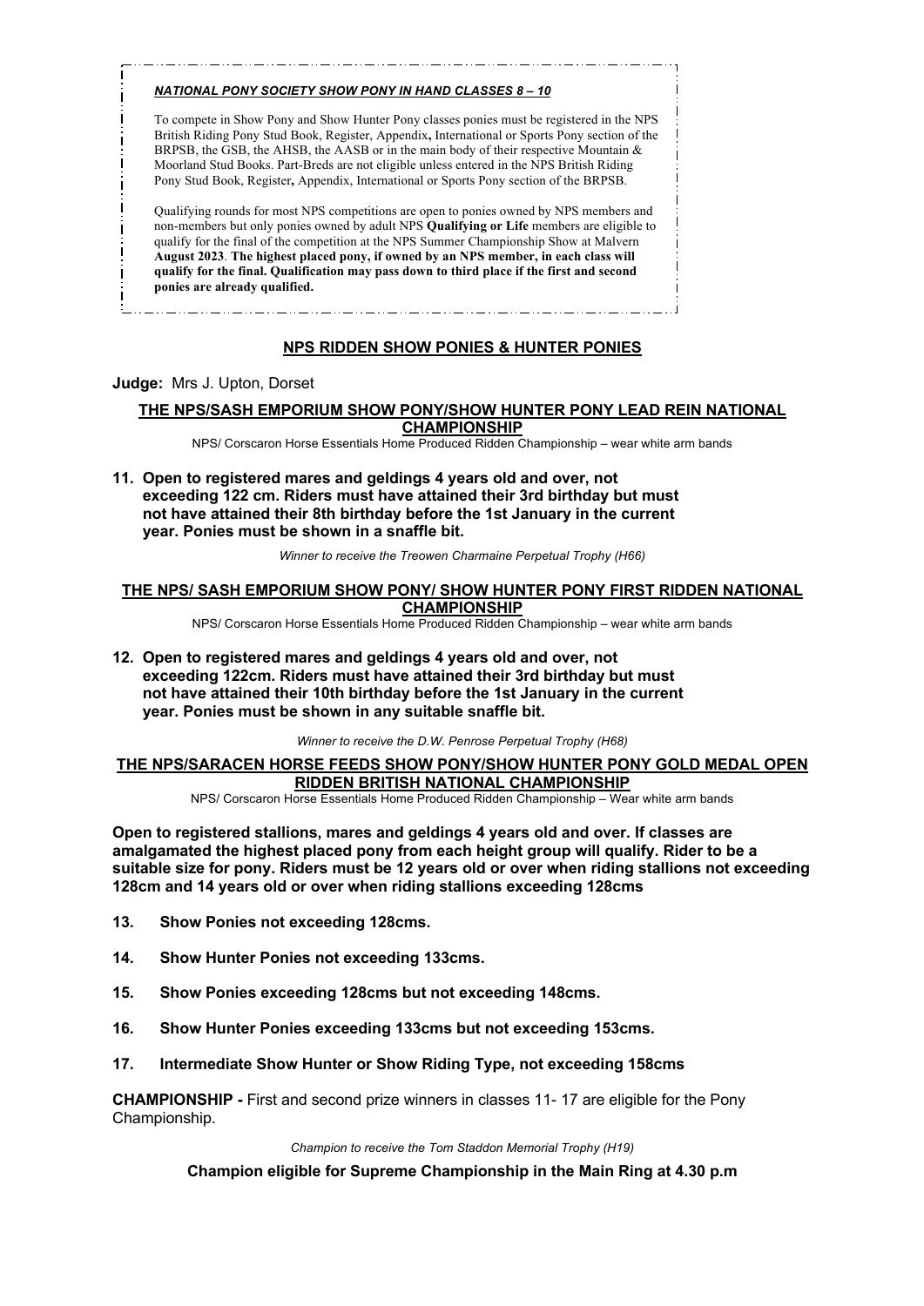***NATIONAL PONY SOCIETY SHOW PONY IN HAND CLASSES 8 – 10***

To compete in Show Pony and Show Hunter Pony classes ponies must be registered in the NPS British Riding Pony Stud Book, Register, Appendix**,** International or Sports Pony section of the BRPSB, the GSB, the AHSB, the AASB or in the main body of their respective Mountain & Moorland Stud Books. Part-Breds are not eligible unless entered in the NPS British Riding Pony Stud Book, Register**,** Appendix, International or Sports Pony section of the BRPSB.

Qualifying rounds for most NPS competitions are open to ponies owned by NPS members and non-members but only ponies owned by adult NPS **Qualifying or Life** members are eligible to qualify for the final of the competition at the NPS Summer Championship Show at Malvern **August 2023**. **The highest placed pony, if owned by an NPS member, in each class will qualify for the final. Qualification may pass down to third place if the first and second ponies are already qualified.**

## NPS RIDDEN SHOW PONIES & HUNTER PONIES

**Judge:** Mrs J. Upton, Dorset

### THE NPS/SASH EMPORIUM SHOW PONY/SHOW HUNTER PONY LEAD REIN NATIONAL CHAMPIONSHIP

NPS/ Corscaron Horse Essentials Home Produced Ridden Championship – wear white arm bands

**11. Open to registered mares and geldings 4 years old and over, not exceeding 122 cm. Riders must have attained their 3rd birthday but must not have attained their 8th birthday before the 1st January in the current year. Ponies must be shown in a snaffle bit.**

*Winner to receive the Treowen Charmaine Perpetual Trophy (H66)*

### THE NPS/ SASH EMPORIUM SHOW PONY/ SHOW HUNTER PONY FIRST RIDDEN NATIONAL CHAMPIONSHIP

NPS/ Corscaron Horse Essentials Home Produced Ridden Championship – wear white arm bands

**12. Open to registered mares and geldings 4 years old and over, not exceeding 122cm. Riders must have attained their 3rd birthday but must not have attained their 10th birthday before the 1st January in the current year. Ponies must be shown in any suitable snaffle bit.**

*Winner to receive the D.W. Penrose Perpetual Trophy (H68)*

### THE NPS/SARACEN HORSE FEEDS SHOW PONY/SHOW HUNTER PONY GOLD MEDAL OPEN RIDDEN BRITISH NATIONAL CHAMPIONSHIP

NPS/ Corscaron Horse Essentials Home Produced Ridden Championship – Wear white arm bands

**Open to registered stallions, mares and geldings 4 years old and over. If classes are amalgamated the highest placed pony from each height group will qualify. Rider to be a suitable size for pony. Riders must be 12 years old or over when riding stallions not exceeding 128cm and 14 years old or over when riding stallions exceeding 128cms**

**13. Show Ponies not exceeding 128cms.**

**14. Show Hunter Ponies not exceeding 133cms.**

**15. Show Ponies exceeding 128cms but not exceeding 148cms.**

**16. Show Hunter Ponies exceeding 133cms but not exceeding 153cms.**

**17. Intermediate Show Hunter or Show Riding Type, not exceeding 158cms**

**CHAMPIONSHIP -** First and second prize winners in classes 11- 17 are eligible for the Pony Championship.

*Champion to receive the Tom Staddon Memorial Trophy (H19)*

**Champion eligible for Supreme Championship in the Main Ring at 4.30 p.m**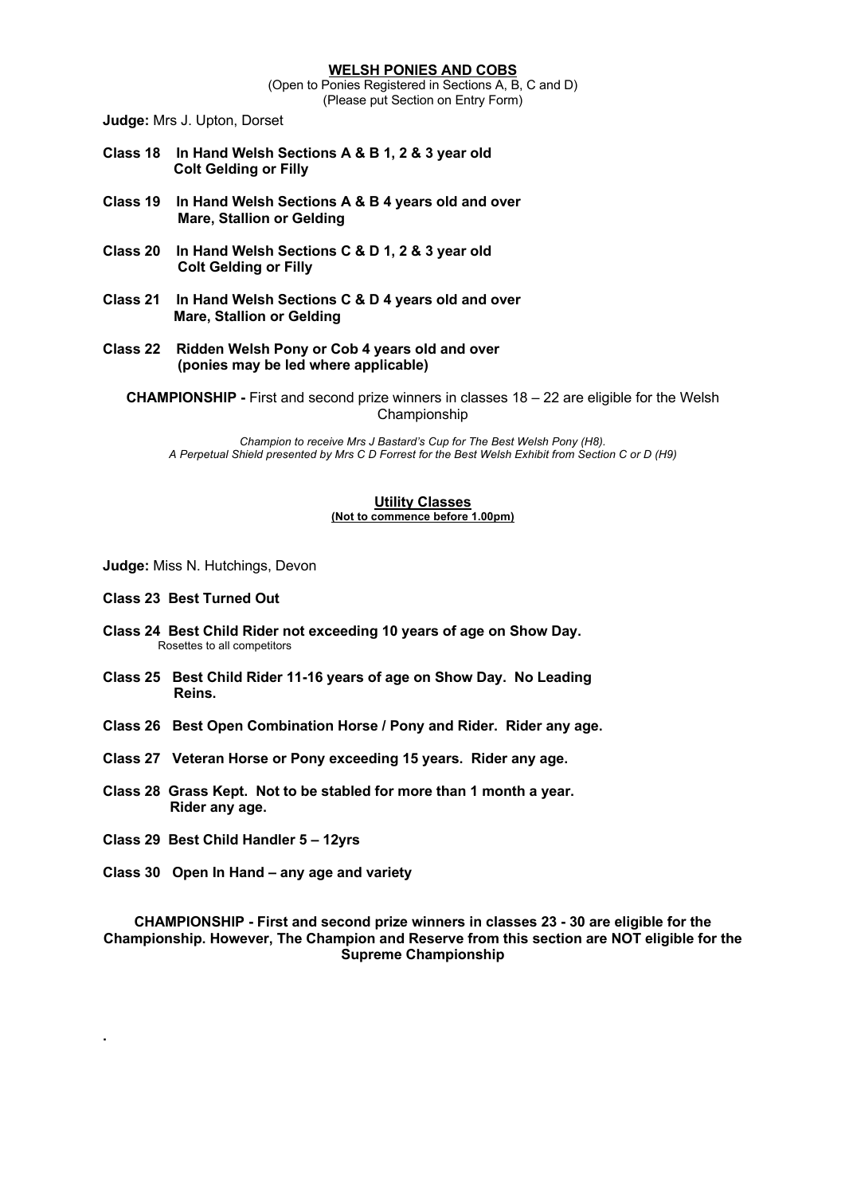## WELSH PONIES AND COBS

(Open to Ponies Registered in Sections A, B, C and D)
(Please put Section on Entry Form)

**Judge:** Mrs J. Upton, Dorset

**Class 18 In Hand Welsh Sections A & B 1, 2 & 3 year old Colt Gelding or Filly**

**Class 19 In Hand Welsh Sections A & B 4 years old and over Mare, Stallion or Gelding**

**Class 20 In Hand Welsh Sections C & D 1, 2 & 3 year old Colt Gelding or Filly**

**Class 21 In Hand Welsh Sections C & D 4 years old and over Mare, Stallion or Gelding**

**Class 22 Ridden Welsh Pony or Cob 4 years old and over (ponies may be led where applicable)**

**CHAMPIONSHIP -** First and second prize winners in classes 18 – 22 are eligible for the Welsh Championship

*Champion to receive Mrs J Bastard's Cup for The Best Welsh Pony (H8).*
*A Perpetual Shield presented by Mrs C D Forrest for the Best Welsh Exhibit from Section C or D (H9)*

## Utility Classes

**(Not to commence before 1.00pm)**

**Judge:** Miss N. Hutchings, Devon

**Class 23 Best Turned Out**

**Class 24 Best Child Rider not exceeding 10 years of age on Show Day.**
Rosettes to all competitors

**Class 25 Best Child Rider 11-16 years of age on Show Day. No Leading Reins.**

**Class 26 Best Open Combination Horse / Pony and Rider. Rider any age.**

**Class 27 Veteran Horse or Pony exceeding 15 years. Rider any age.**

**Class 28 Grass Kept. Not to be stabled for more than 1 month a year. Rider any age.**

**Class 29 Best Child Handler 5 – 12yrs**

**Class 30 Open In Hand – any age and variety**

**CHAMPIONSHIP - First and second prize winners in classes 23 - 30 are eligible for the Championship. However, The Champion and Reserve from this section are NOT eligible for the Supreme Championship**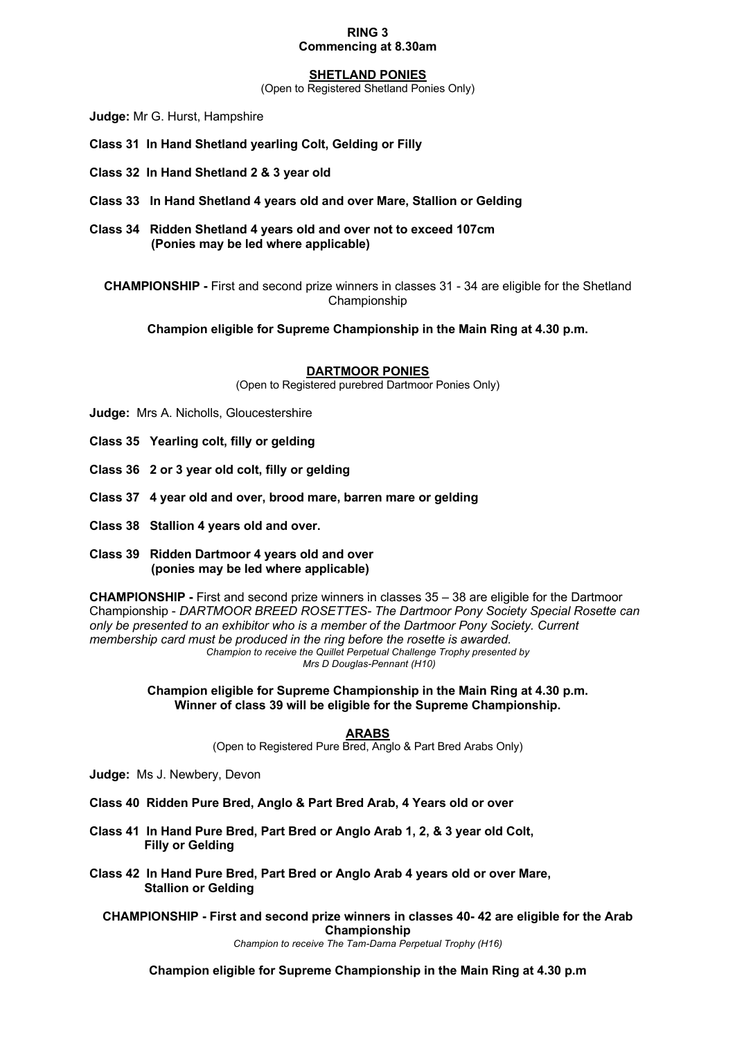**RING 3**
**Commencing at 8.30am**

## SHETLAND PONIES

(Open to Registered Shetland Ponies Only)

**Judge:** Mr G. Hurst, Hampshire

**Class 31 In Hand Shetland yearling Colt, Gelding or Filly**

**Class 32 In Hand Shetland 2 & 3 year old**

**Class 33 In Hand Shetland 4 years old and over Mare, Stallion or Gelding**

**Class 34 Ridden Shetland 4 years old and over not to exceed 107cm**
**(Ponies may be led where applicable)**

**CHAMPIONSHIP -** First and second prize winners in classes 31 - 34 are eligible for the Shetland Championship

**Champion eligible for Supreme Championship in the Main Ring at 4.30 p.m.**

## DARTMOOR PONIES

(Open to Registered purebred Dartmoor Ponies Only)

**Judge:** Mrs A. Nicholls, Gloucestershire

**Class 35 Yearling colt, filly or gelding**

**Class 36 2 or 3 year old colt, filly or gelding**

**Class 37 4 year old and over, brood mare, barren mare or gelding**

**Class 38 Stallion 4 years old and over.**

**Class 39 Ridden Dartmoor 4 years old and over**
**(ponies may be led where applicable)**

**CHAMPIONSHIP -** First and second prize winners in classes 35 – 38 are eligible for the Dartmoor Championship - *DARTMOOR BREED ROSETTES- The Dartmoor Pony Society Special Rosette can only be presented to an exhibitor who is a member of the Dartmoor Pony Society. Current membership card must be produced in the ring before the rosette is awarded.*

*Champion to receive the Quillet Perpetual Challenge Trophy presented by Mrs D Douglas-Pennant (H10)*

**Champion eligible for Supreme Championship in the Main Ring at 4.30 p.m.**
**Winner of class 39 will be eligible for the Supreme Championship.**

## ARABS

(Open to Registered Pure Bred, Anglo & Part Bred Arabs Only)

**Judge:** Ms J. Newbery, Devon

**Class 40 Ridden Pure Bred, Anglo & Part Bred Arab, 4 Years old or over**

**Class 41 In Hand Pure Bred, Part Bred or Anglo Arab 1, 2, & 3 year old Colt, Filly or Gelding**

**Class 42 In Hand Pure Bred, Part Bred or Anglo Arab 4 years old or over Mare, Stallion or Gelding**

**CHAMPIONSHIP - First and second prize winners in classes 40- 42 are eligible for the Arab Championship**

*Champion to receive The Tam-Darna Perpetual Trophy (H16)*

**Champion eligible for Supreme Championship in the Main Ring at 4.30 p.m**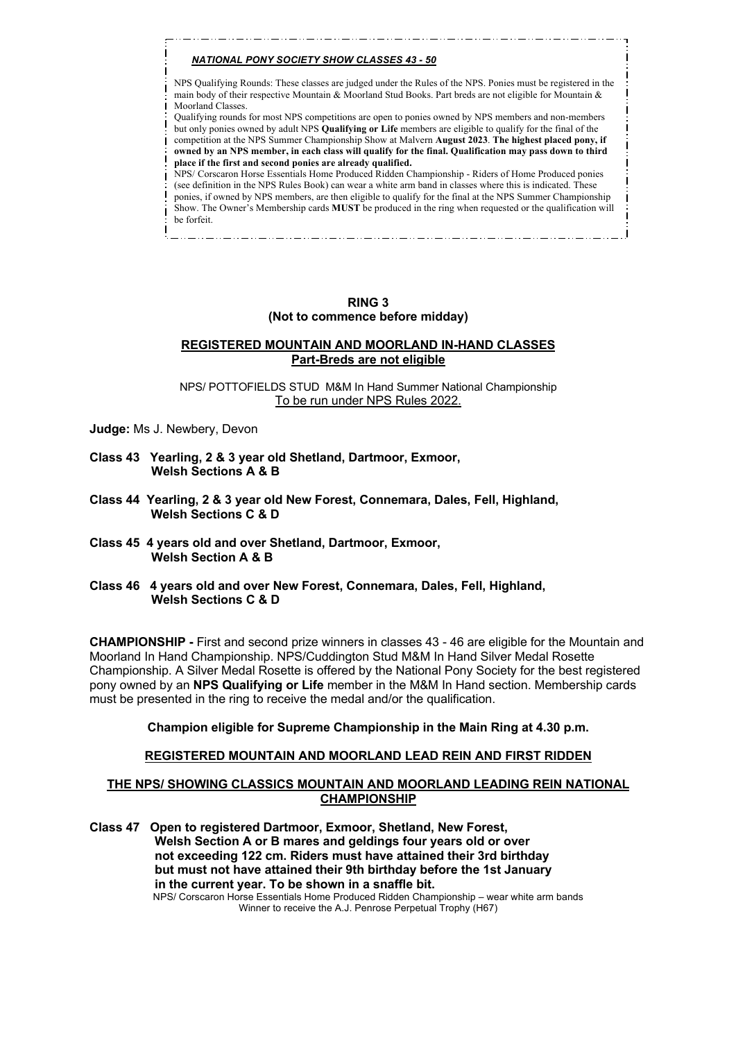***NATIONAL PONY SOCIETY SHOW CLASSES 43 - 50***

NPS Qualifying Rounds: These classes are judged under the Rules of the NPS. Ponies must be registered in the main body of their respective Mountain & Moorland Stud Books. Part breds are not eligible for Mountain & Moorland Classes.

Qualifying rounds for most NPS competitions are open to ponies owned by NPS members and non-members but only ponies owned by adult NPS **Qualifying or Life** members are eligible to qualify for the final of the competition at the NPS Summer Championship Show at Malvern **August 2023**. **The highest placed pony, if owned by an NPS member, in each class will qualify for the final. Qualification may pass down to third place if the first and second ponies are already qualified.**

NPS/ Corscaron Horse Essentials Home Produced Ridden Championship - Riders of Home Produced ponies (see definition in the NPS Rules Book) can wear a white arm band in classes where this is indicated. These ponies, if owned by NPS members, are then eligible to qualify for the final at the NPS Summer Championship Show. The Owner's Membership cards **MUST** be produced in the ring when requested or the qualification will be forfeit.

## RING 3
**(Not to commence before midday)**

### REGISTERED MOUNTAIN AND MOORLAND IN-HAND CLASSES
**Part-Breds are not eligible**

NPS/ POTTOFIELDS STUD M&M In Hand Summer National Championship
To be run under NPS Rules 2022.

**Judge:** Ms J. Newbery, Devon

**Class 43 Yearling, 2 & 3 year old Shetland, Dartmoor, Exmoor, Welsh Sections A & B**

**Class 44 Yearling, 2 & 3 year old New Forest, Connemara, Dales, Fell, Highland, Welsh Sections C & D**

**Class 45 4 years old and over Shetland, Dartmoor, Exmoor, Welsh Section A & B**

**Class 46 4 years old and over New Forest, Connemara, Dales, Fell, Highland, Welsh Sections C & D**

**CHAMPIONSHIP -** First and second prize winners in classes 43 - 46 are eligible for the Mountain and Moorland In Hand Championship. NPS/Cuddington Stud M&M In Hand Silver Medal Rosette Championship. A Silver Medal Rosette is offered by the National Pony Society for the best registered pony owned by an **NPS Qualifying or Life** member in the M&M In Hand section. Membership cards must be presented in the ring to receive the medal and/or the qualification.

**Champion eligible for Supreme Championship in the Main Ring at 4.30 p.m.**

### REGISTERED MOUNTAIN AND MOORLAND LEAD REIN AND FIRST RIDDEN

### THE NPS/ SHOWING CLASSICS MOUNTAIN AND MOORLAND LEADING REIN NATIONAL CHAMPIONSHIP

**Class 47 Open to registered Dartmoor, Exmoor, Shetland, New Forest, Welsh Section A or B mares and geldings four years old or over not exceeding 122 cm. Riders must have attained their 3rd birthday but must not have attained their 9th birthday before the 1st January in the current year. To be shown in a snaffle bit.**

NPS/ Corscaron Horse Essentials Home Produced Ridden Championship – wear white arm bands
Winner to receive the A.J. Penrose Perpetual Trophy (H67)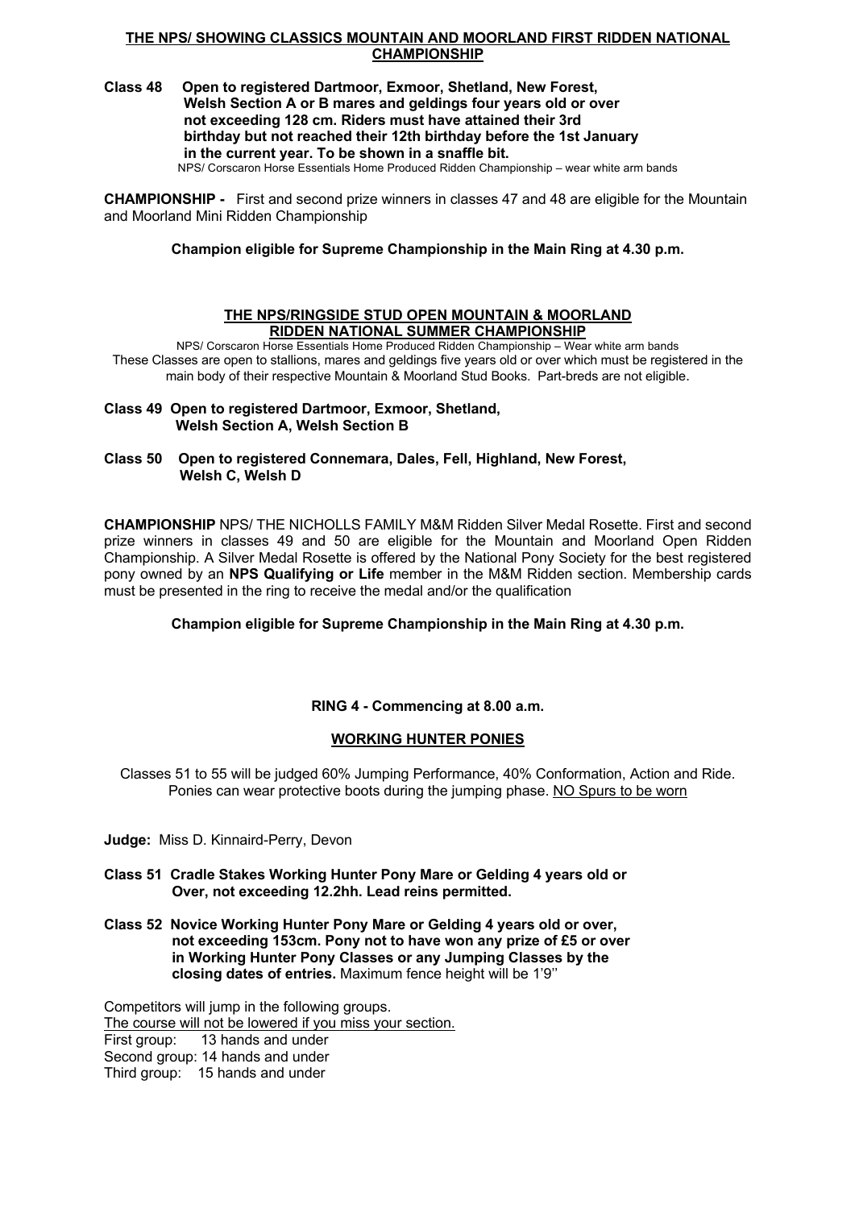## THE NPS/ SHOWING CLASSICS MOUNTAIN AND MOORLAND FIRST RIDDEN NATIONAL CHAMPIONSHIP

**Class 48 Open to registered Dartmoor, Exmoor, Shetland, New Forest, Welsh Section A or B mares and geldings four years old or over not exceeding 128 cm. Riders must have attained their 3rd birthday but not reached their 12th birthday before the 1st January in the current year. To be shown in a snaffle bit.**

NPS/ Corscaron Horse Essentials Home Produced Ridden Championship – wear white arm bands

**CHAMPIONSHIP -** First and second prize winners in classes 47 and 48 are eligible for the Mountain and Moorland Mini Ridden Championship

**Champion eligible for Supreme Championship in the Main Ring at 4.30 p.m.**

## THE NPS/RINGSIDE STUD OPEN MOUNTAIN & MOORLAND RIDDEN NATIONAL SUMMER CHAMPIONSHIP

NPS/ Corscaron Horse Essentials Home Produced Ridden Championship – Wear white arm bands

These Classes are open to stallions, mares and geldings five years old or over which must be registered in the main body of their respective Mountain & Moorland Stud Books. Part-breds are not eligible.

**Class 49 Open to registered Dartmoor, Exmoor, Shetland, Welsh Section A, Welsh Section B**

**Class 50 Open to registered Connemara, Dales, Fell, Highland, New Forest, Welsh C, Welsh D**

**CHAMPIONSHIP** NPS/ THE NICHOLLS FAMILY M&M Ridden Silver Medal Rosette. First and second prize winners in classes 49 and 50 are eligible for the Mountain and Moorland Open Ridden Championship. A Silver Medal Rosette is offered by the National Pony Society for the best registered pony owned by an **NPS Qualifying or Life** member in the M&M Ridden section. Membership cards must be presented in the ring to receive the medal and/or the qualification

**Champion eligible for Supreme Championship in the Main Ring at 4.30 p.m.**

### RING 4 - Commencing at 8.00 a.m.

### WORKING HUNTER PONIES

Classes 51 to 55 will be judged 60% Jumping Performance, 40% Conformation, Action and Ride. Ponies can wear protective boots during the jumping phase. NO Spurs to be worn

**Judge:** Miss D. Kinnaird-Perry, Devon

**Class 51 Cradle Stakes Working Hunter Pony Mare or Gelding 4 years old or Over, not exceeding 12.2hh. Lead reins permitted.**

**Class 52 Novice Working Hunter Pony Mare or Gelding 4 years old or over, not exceeding 153cm. Pony not to have won any prize of £5 or over in Working Hunter Pony Classes or any Jumping Classes by the closing dates of entries.** Maximum fence height will be 1'9''

Competitors will jump in the following groups.

The course will not be lowered if you miss your section.

First group: 13 hands and under

Second group: 14 hands and under

Third group: 15 hands and under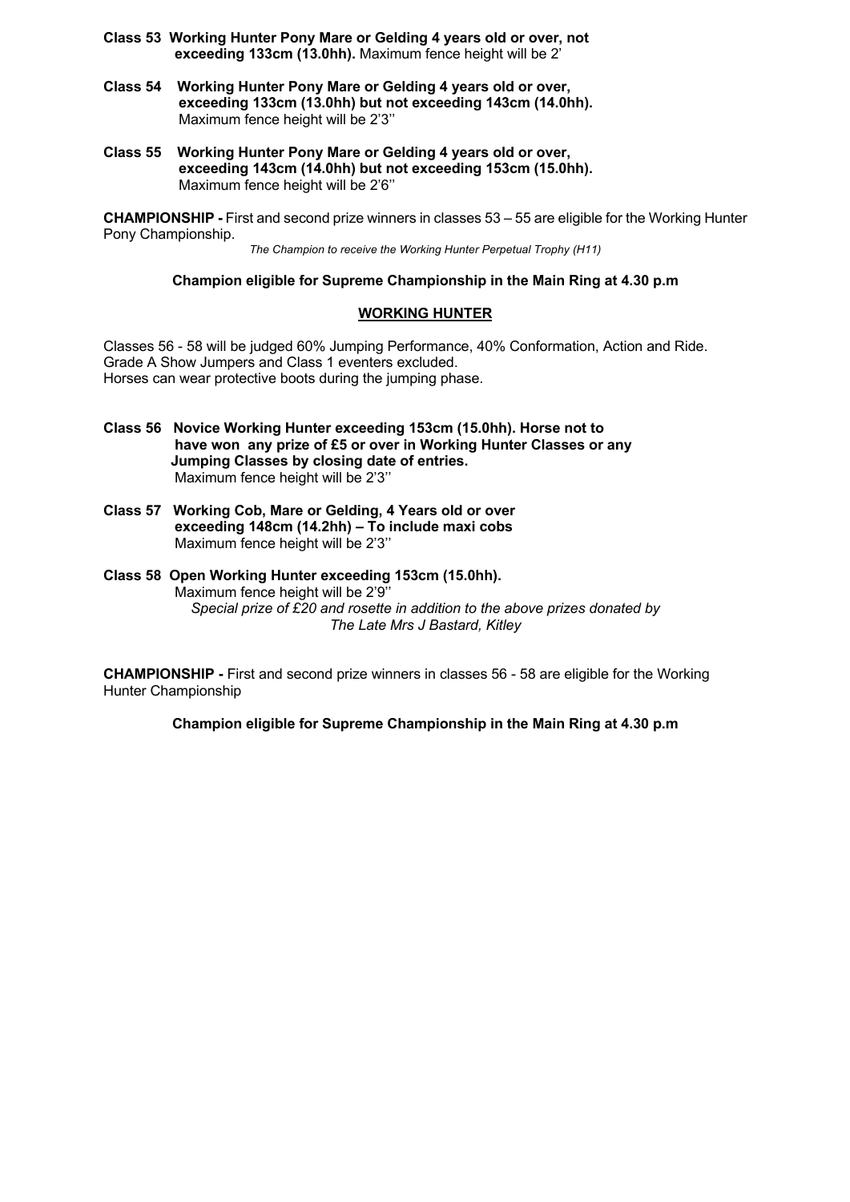**Class 53 Working Hunter Pony Mare or Gelding 4 years old or over, not exceeding 133cm (13.0hh).** Maximum fence height will be 2'

**Class 54 Working Hunter Pony Mare or Gelding 4 years old or over, exceeding 133cm (13.0hh) but not exceeding 143cm (14.0hh).**
Maximum fence height will be 2'3''

**Class 55 Working Hunter Pony Mare or Gelding 4 years old or over, exceeding 143cm (14.0hh) but not exceeding 153cm (15.0hh).**
Maximum fence height will be 2'6''

**CHAMPIONSHIP -** First and second prize winners in classes 53 – 55 are eligible for the Working Hunter Pony Championship.

*The Champion to receive the Working Hunter Perpetual Trophy (H11)*

**Champion eligible for Supreme Championship in the Main Ring at 4.30 p.m**

## WORKING HUNTER

Classes 56 - 58 will be judged 60% Jumping Performance, 40% Conformation, Action and Ride.
Grade A Show Jumpers and Class 1 eventers excluded.
Horses can wear protective boots during the jumping phase.

**Class 56 Novice Working Hunter exceeding 153cm (15.0hh). Horse not to have won any prize of £5 or over in Working Hunter Classes or any Jumping Classes by closing date of entries.**
Maximum fence height will be 2'3''

**Class 57 Working Cob, Mare or Gelding, 4 Years old or over exceeding 148cm (14.2hh) – To include maxi cobs**
Maximum fence height will be 2'3''

**Class 58 Open Working Hunter exceeding 153cm (15.0hh).**
Maximum fence height will be 2'9''
*Special prize of £20 and rosette in addition to the above prizes donated by The Late Mrs J Bastard, Kitley*

**CHAMPIONSHIP -** First and second prize winners in classes 56 - 58 are eligible for the Working Hunter Championship

**Champion eligible for Supreme Championship in the Main Ring at 4.30 p.m**